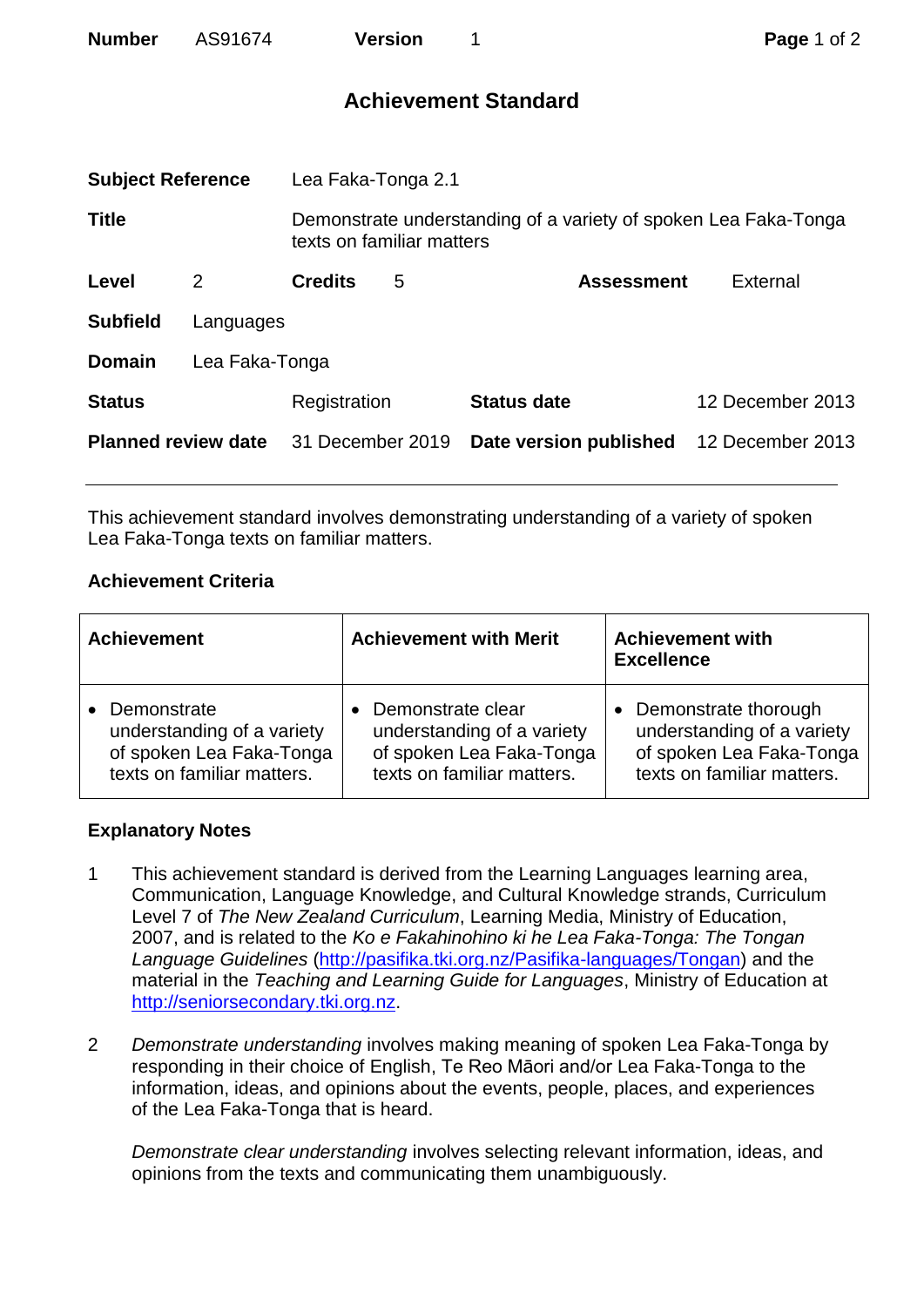| **Number** | AS91674 | **Version** | 1 |
|---|---|---|---|

# Achievement Standard

| | | | |
|---|---|---|---|
| **Subject Reference** | Lea Faka-Tonga 2.1 | | |
| **Title** | Demonstrate understanding of a variety of spoken Lea Faka-Tonga texts on familiar matters | | |
| **Level** 2 | **Credits** 5 | **Assessment** | External |
| **Subfield** | Languages | | |
| **Domain** | Lea Faka-Tonga | | |
| **Status** | Registration | **Status date** | 12 December 2013 |
| **Planned review date** | 31 December 2019 | **Date version published** | 12 December 2013 |

This achievement standard involves demonstrating understanding of a variety of spoken Lea Faka-Tonga texts on familiar matters.

## Achievement Criteria

| Achievement | Achievement with Merit | Achievement with Excellence |
|---|---|---|
| • Demonstrate understanding of a variety of spoken Lea Faka-Tonga texts on familiar matters. | • Demonstrate clear understanding of a variety of spoken Lea Faka-Tonga texts on familiar matters. | • Demonstrate thorough understanding of a variety of spoken Lea Faka-Tonga texts on familiar matters. |

## Explanatory Notes

1. This achievement standard is derived from the Learning Languages learning area, Communication, Language Knowledge, and Cultural Knowledge strands, Curriculum Level 7 of *The New Zealand Curriculum*, Learning Media, Ministry of Education, 2007, and is related to the *Ko e Fakahinohino ki he Lea Faka-Tonga: The Tongan Language Guidelines* (http://pasifika.tki.org.nz/Pasifika-languages/Tongan) and the material in the *Teaching and Learning Guide for Languages*, Ministry of Education at http://seniorsecondary.tki.org.nz.

2. *Demonstrate understanding* involves making meaning of spoken Lea Faka-Tonga by responding in their choice of English, Te Reo Māori and/or Lea Faka-Tonga to the information, ideas, and opinions about the events, people, places, and experiences of the Lea Faka-Tonga that is heard.

   *Demonstrate clear understanding* involves selecting relevant information, ideas, and opinions from the texts and communicating them unambiguously.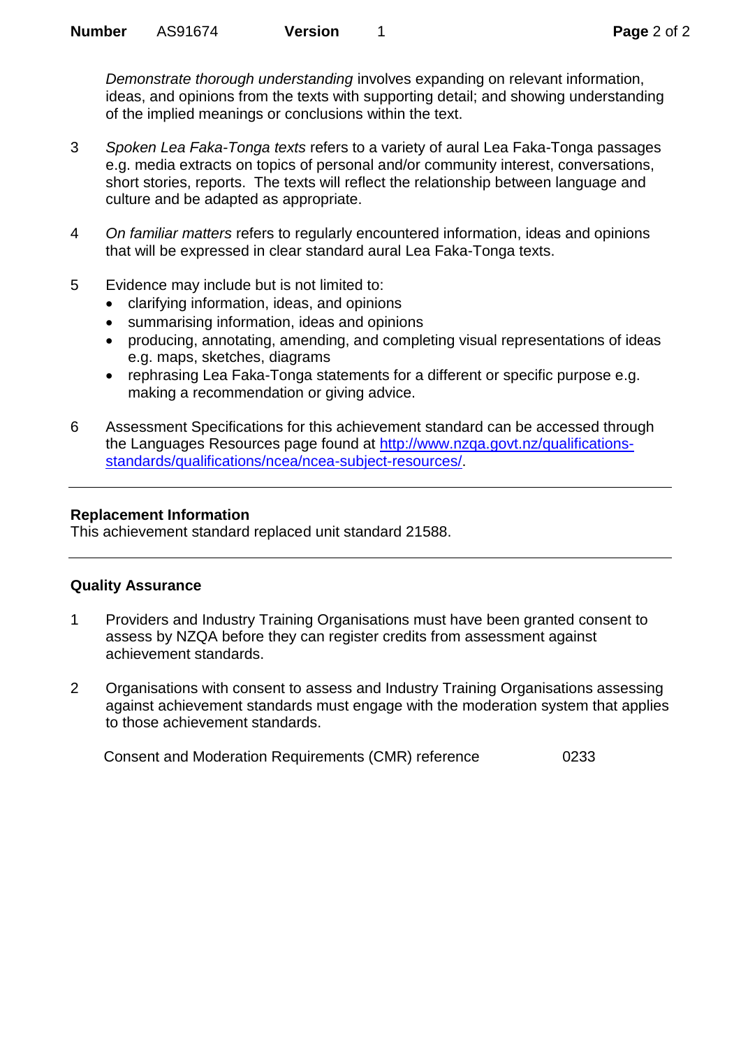*Demonstrate thorough understanding* involves expanding on relevant information, ideas, and opinions from the texts with supporting detail; and showing understanding of the implied meanings or conclusions within the text.

3 *Spoken Lea Faka-Tonga texts* refers to a variety of aural Lea Faka-Tonga passages e.g. media extracts on topics of personal and/or community interest, conversations, short stories, reports. The texts will reflect the relationship between language and culture and be adapted as appropriate.

4 *On familiar matters* refers to regularly encountered information, ideas and opinions that will be expressed in clear standard aural Lea Faka-Tonga texts.

5 Evidence may include but is not limited to:
   - clarifying information, ideas, and opinions
   - summarising information, ideas and opinions
   - producing, annotating, amending, and completing visual representations of ideas e.g. maps, sketches, diagrams
   - rephrasing Lea Faka-Tonga statements for a different or specific purpose e.g. making a recommendation or giving advice.

6 Assessment Specifications for this achievement standard can be accessed through the Languages Resources page found at http://www.nzqa.govt.nz/qualifications-standards/qualifications/ncea/ncea-subject-resources/.

---

**Replacement Information**

This achievement standard replaced unit standard 21588.

---

**Quality Assurance**

1 Providers and Industry Training Organisations must have been granted consent to assess by NZQA before they can register credits from assessment against achievement standards.

2 Organisations with consent to assess and Industry Training Organisations assessing against achievement standards must engage with the moderation system that applies to those achievement standards.

Consent and Moderation Requirements (CMR) reference 0233